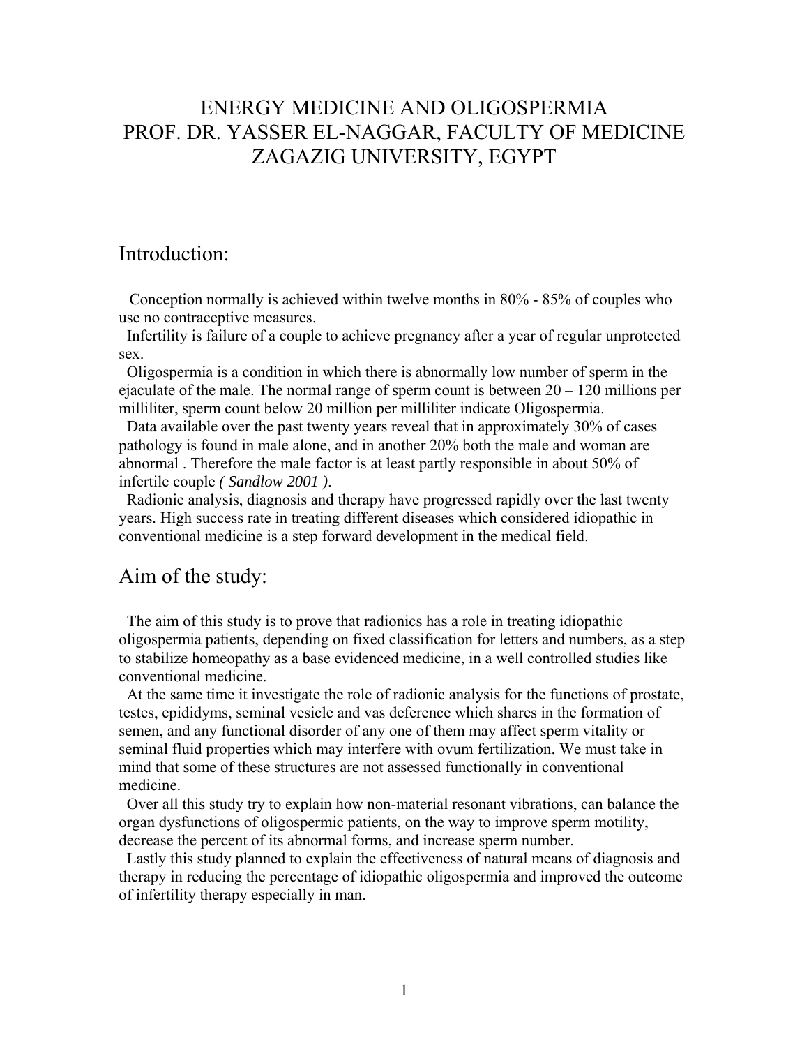# ENERGY MEDICINE AND OLIGOSPERMIA
# PROF. DR. YASSER EL-NAGGAR, FACULTY OF MEDICINE ZAGAZIG UNIVERSITY, EGYPT

## Introduction:

Conception normally is achieved within twelve months in 80% - 85% of couples who use no contraceptive measures.

Infertility is failure of a couple to achieve pregnancy after a year of regular unprotected sex.

Oligospermia is a condition in which there is abnormally low number of sperm in the ejaculate of the male. The normal range of sperm count is between 20 – 120 millions per milliliter, sperm count below 20 million per milliliter indicate Oligospermia.

Data available over the past twenty years reveal that in approximately 30% of cases pathology is found in male alone, and in another 20% both the male and woman are abnormal . Therefore the male factor is at least partly responsible in about 50% of infertile couple *( Sandlow 2001 )*.

Radionic analysis, diagnosis and therapy have progressed rapidly over the last twenty years. High success rate in treating different diseases which considered idiopathic in conventional medicine is a step forward development in the medical field.

## Aim of the study:

The aim of this study is to prove that radionics has a role in treating idiopathic oligospermia patients, depending on fixed classification for letters and numbers, as a step to stabilize homeopathy as a base evidenced medicine, in a well controlled studies like conventional medicine.

At the same time it investigate the role of radionic analysis for the functions of prostate, testes, epididyms, seminal vesicle and vas deference which shares in the formation of semen, and any functional disorder of any one of them may affect sperm vitality or seminal fluid properties which may interfere with ovum fertilization. We must take in mind that some of these structures are not assessed functionally in conventional medicine.

Over all this study try to explain how non-material resonant vibrations, can balance the organ dysfunctions of oligospermic patients, on the way to improve sperm motility, decrease the percent of its abnormal forms, and increase sperm number.

Lastly this study planned to explain the effectiveness of natural means of diagnosis and therapy in reducing the percentage of idiopathic oligospermia and improved the outcome of infertility therapy especially in man.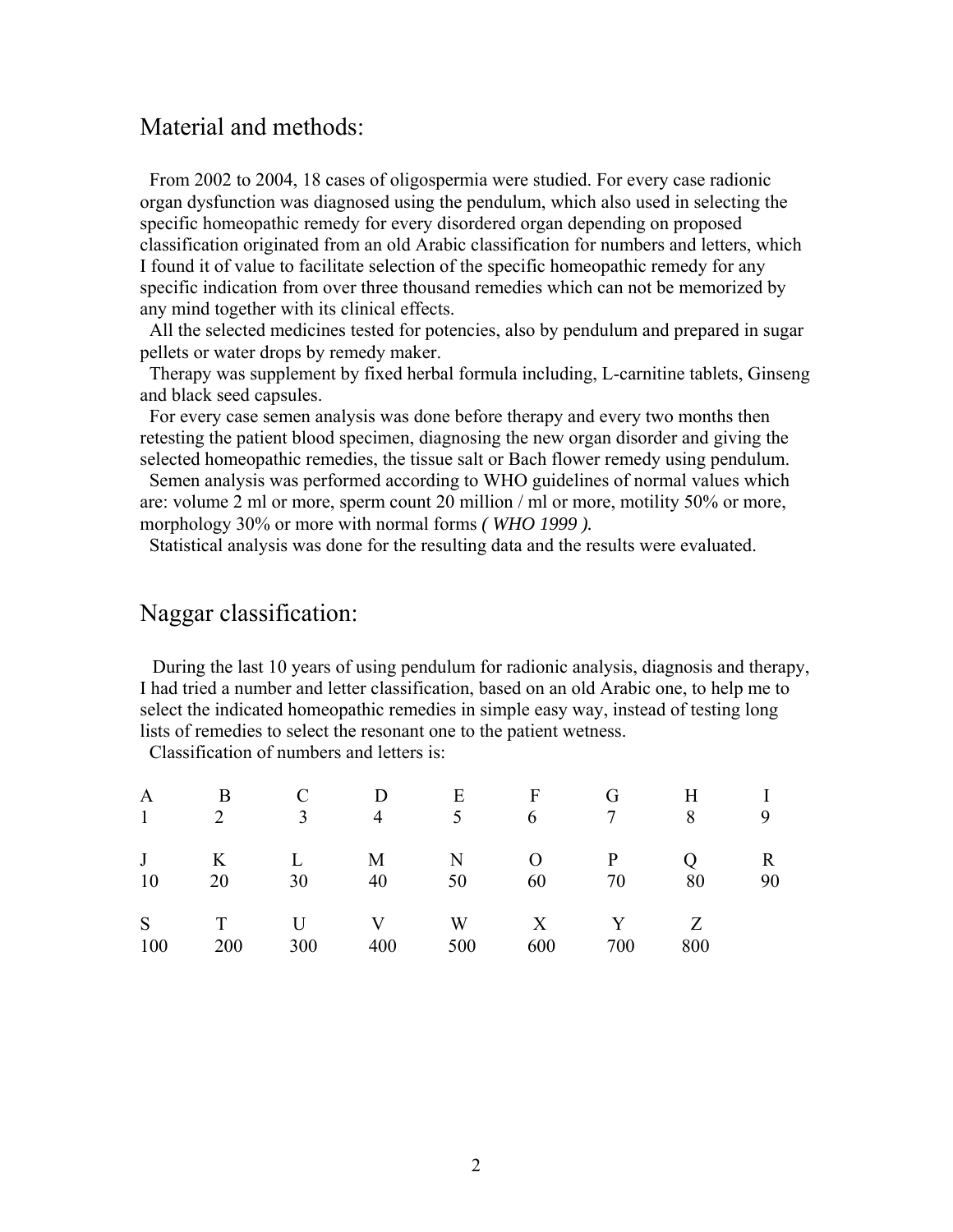## Material and methods:

From 2002 to 2004, 18 cases of oligospermia were studied. For every case radionic organ dysfunction was diagnosed using the pendulum, which also used in selecting the specific homeopathic remedy for every disordered organ depending on proposed classification originated from an old Arabic classification for numbers and letters, which I found it of value to facilitate selection of the specific homeopathic remedy for any specific indication from over three thousand remedies which can not be memorized by any mind together with its clinical effects.

All the selected medicines tested for potencies, also by pendulum and prepared in sugar pellets or water drops by remedy maker.

Therapy was supplement by fixed herbal formula including, L-carnitine tablets, Ginseng and black seed capsules.

For every case semen analysis was done before therapy and every two months then retesting the patient blood specimen, diagnosing the new organ disorder and giving the selected homeopathic remedies, the tissue salt or Bach flower remedy using pendulum.

Semen analysis was performed according to WHO guidelines of normal values which are: volume 2 ml or more, sperm count 20 million / ml or more, motility 50% or more, morphology 30% or more with normal forms *( WHO 1999 ).*

Statistical analysis was done for the resulting data and the results were evaluated.

## Naggar classification:

During the last 10 years of using pendulum for radionic analysis, diagnosis and therapy, I had tried a number and letter classification, based on an old Arabic one, to help me to select the indicated homeopathic remedies in simple easy way, instead of testing long lists of remedies to select the resonant one to the patient wetness.

Classification of numbers and letters is:

| A | B | C | D | E | F | G | H | I |
|---|---|---|---|---|---|---|---|---|
| 1 | 2 | 3 | 4 | 5 | 6 | 7 | 8 | 9 |
| J | K | L | M | N | O | P | Q | R |
| 10 | 20 | 30 | 40 | 50 | 60 | 70 | 80 | 90 |
| S | T | U | V | W | X | Y | Z | |
| 100 | 200 | 300 | 400 | 500 | 600 | 700 | 800 | |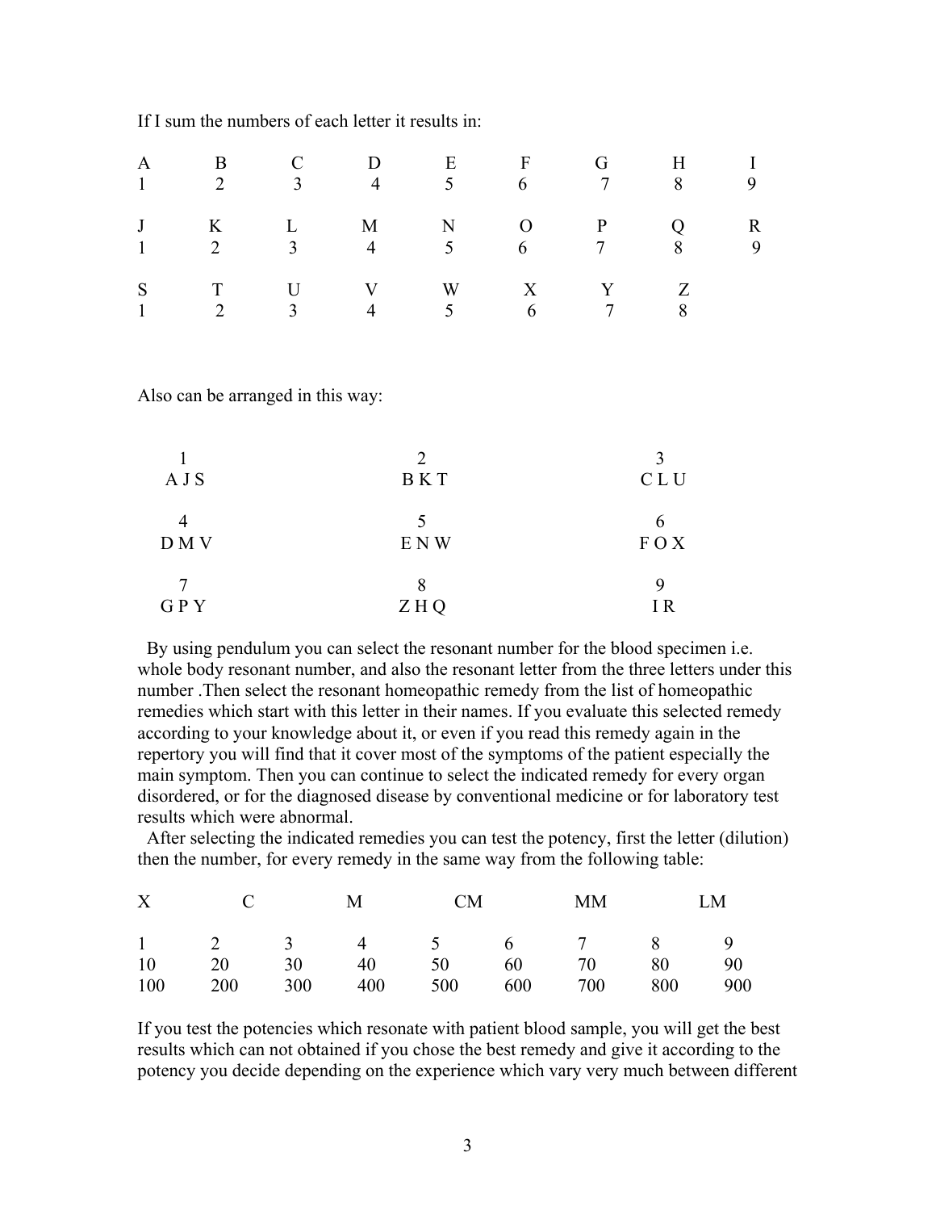If I sum the numbers of each letter it results in:

| A | B | C | D | E | F | G | H | I |
|---|---|---|---|---|---|---|---|---|
| 1 | 2 | 3 | 4 | 5 | 6 | 7 | 8 | 9 |
| J | K | L | M | N | O | P | Q | R |
| 1 | 2 | 3 | 4 | 5 | 6 | 7 | 8 | 9 |
| S | T | U | V | W | X | Y | Z | |
| 1 | 2 | 3 | 4 | 5 | 6 | 7 | 8 | |

Also can be arranged in this way:

| 1 | 2 | 3 |
|---|---|---|
| A J S | B K T | C L U |
| 4 | 5 | 6 |
| D M V | E N W | F O X |
| 7 | 8 | 9 |
| G P Y | Z H Q | I R |

By using pendulum you can select the resonant number for the blood specimen i.e. whole body resonant number, and also the resonant letter from the three letters under this number .Then select the resonant homeopathic remedy from the list of homeopathic remedies which start with this letter in their names. If you evaluate this selected remedy according to your knowledge about it, or even if you read this remedy again in the repertory you will find that it cover most of the symptoms of the patient especially the main symptom. Then you can continue to select the indicated remedy for every organ disordered, or for the diagnosed disease by conventional medicine or for laboratory test results which were abnormal.

After selecting the indicated remedies you can test the potency, first the letter (dilution) then the number, for every remedy in the same way from the following table:

| X | C | M | CM | MM | LM | | | |
|---|---|---|---|---|---|---|---|---|
| 1 | 2 | 3 | 4 | 5 | 6 | 7 | 8 | 9 |
| 10 | 20 | 30 | 40 | 50 | 60 | 70 | 80 | 90 |
| 100 | 200 | 300 | 400 | 500 | 600 | 700 | 800 | 900 |

If you test the potencies which resonate with patient blood sample, you will get the best results which can not obtained if you chose the best remedy and give it according to the potency you decide depending on the experience which vary very much between different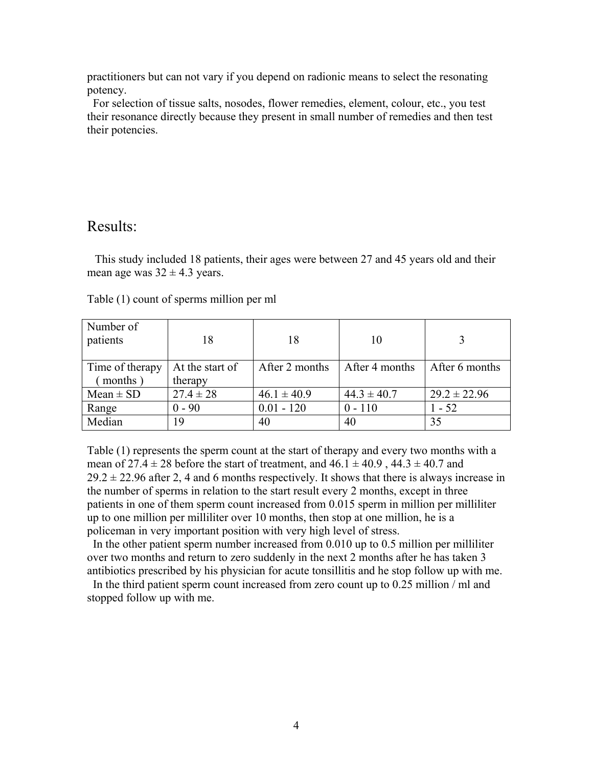practitioners but can not vary if you depend on radionic means to select the resonating potency.

For selection of tissue salts, nosodes, flower remedies, element, colour, etc., you test their resonance directly because they present in small number of remedies and then test their potencies.

## Results:

This study included 18 patients, their ages were between 27 and 45 years old and their mean age was 32 ± 4.3 years.

Table (1) count of sperms million per ml

| Number of patients | 18 | 18 | 10 | 3 |
|---|---|---|---|---|
| Time of therapy ( months ) | At the start of therapy | After 2 months | After 4 months | After 6 months |
| Mean ± SD | 27.4 ± 28 | 46.1 ± 40.9 | 44.3 ± 40.7 | 29.2 ± 22.96 |
| Range | 0 - 90 | 0.01 - 120 | 0 - 110 | 1 - 52 |
| Median | 19 | 40 | 40 | 35 |

Table (1) represents the sperm count at the start of therapy and every two months with a mean of 27.4 ± 28 before the start of treatment, and 46.1 ± 40.9 , 44.3 ± 40.7 and 29.2 ± 22.96 after 2, 4 and 6 months respectively. It shows that there is always increase in the number of sperms in relation to the start result every 2 months, except in three patients in one of them sperm count increased from 0.015 sperm in million per milliliter up to one million per milliliter over 10 months, then stop at one million, he is a policeman in very important position with very high level of stress.

In the other patient sperm number increased from 0.010 up to 0.5 million per milliliter over two months and return to zero suddenly in the next 2 months after he has taken 3 antibiotics prescribed by his physician for acute tonsillitis and he stop follow up with me.

In the third patient sperm count increased from zero count up to 0.25 million / ml and stopped follow up with me.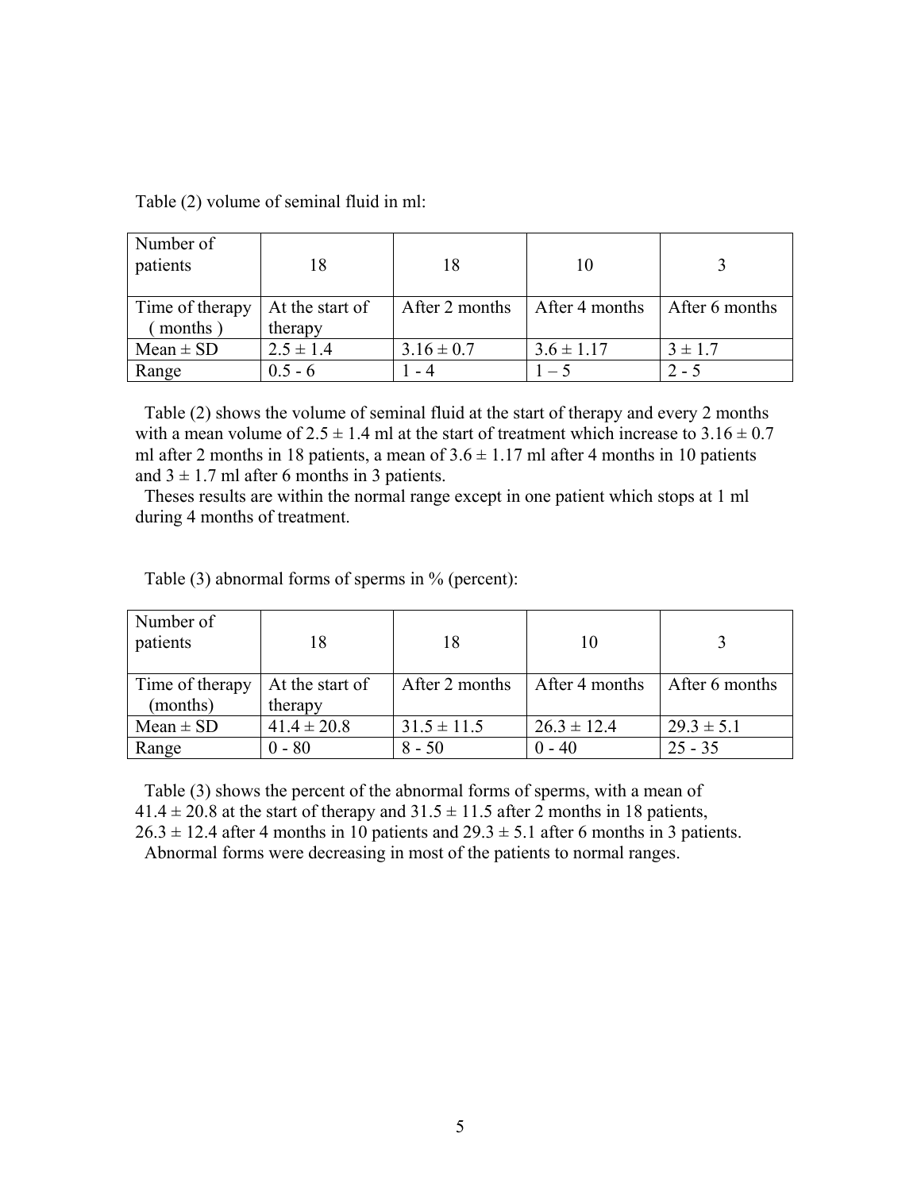Table (2) volume of seminal fluid in ml:

| Number of patients | 18 | 18 | 10 | 3 |
|---|---|---|---|---|
| Time of therapy ( months ) | At the start of therapy | After 2 months | After 4 months | After 6 months |
| Mean ± SD | 2.5 ± 1.4 | 3.16 ± 0.7 | 3.6 ± 1.17 | 3 ± 1.7 |
| Range | 0.5 - 6 | 1 - 4 | 1 – 5 | 2 - 5 |

Table (2) shows the volume of seminal fluid at the start of therapy and every 2 months with a mean volume of 2.5 ± 1.4 ml at the start of treatment which increase to 3.16 ± 0.7 ml after 2 months in 18 patients, a mean of 3.6 ± 1.17 ml after 4 months in 10 patients and 3 ± 1.7 ml after 6 months in 3 patients.

Theses results are within the normal range except in one patient which stops at 1 ml during 4 months of treatment.

Table (3) abnormal forms of sperms in % (percent):

| Number of patients | 18 | 18 | 10 | 3 |
|---|---|---|---|---|
| Time of therapy (months) | At the start of therapy | After 2 months | After 4 months | After 6 months |
| Mean ± SD | 41.4 ± 20.8 | 31.5 ± 11.5 | 26.3 ± 12.4 | 29.3 ± 5.1 |
| Range | 0 - 80 | 8 - 50 | 0 - 40 | 25 - 35 |

Table (3) shows the percent of the abnormal forms of sperms, with a mean of 41.4 ± 20.8 at the start of therapy and 31.5 ± 11.5 after 2 months in 18 patients, 26.3 ± 12.4 after 4 months in 10 patients and 29.3 ± 5.1 after 6 months in 3 patients.

Abnormal forms were decreasing in most of the patients to normal ranges.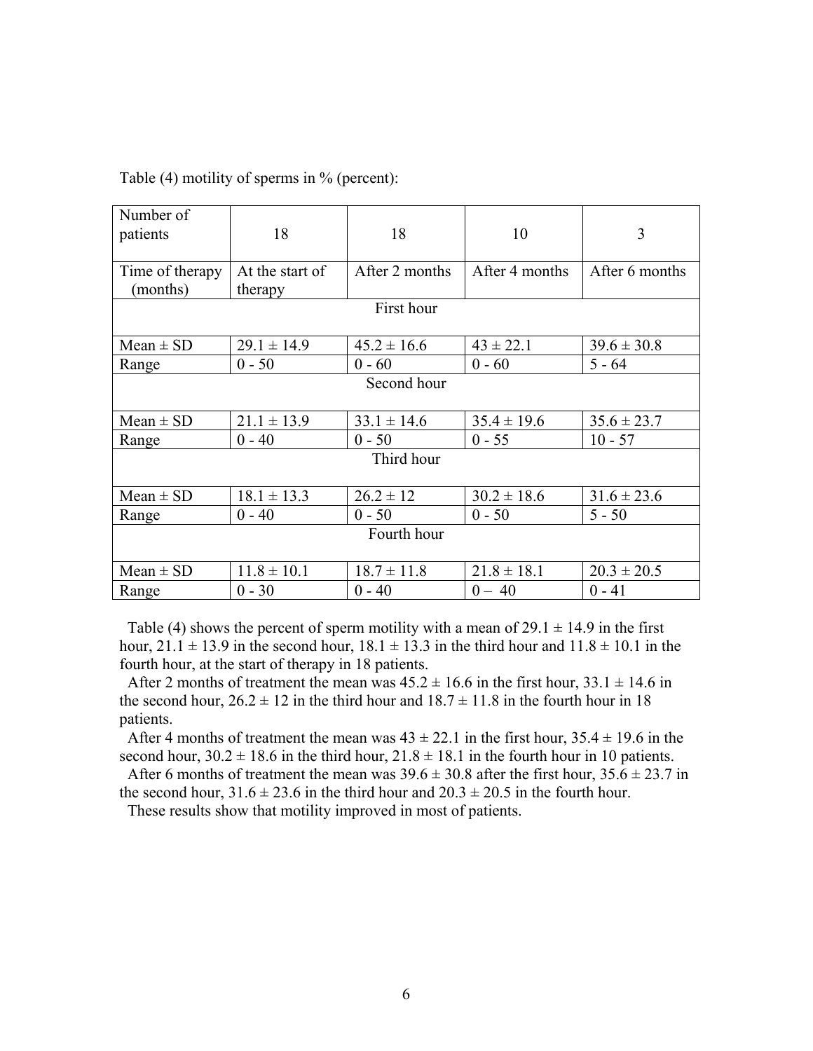Table (4) motility of sperms in % (percent):

| Number of patients | 18 | 18 | 10 | 3 |
|---|---|---|---|---|
| Time of therapy (months) | At the start of therapy | After 2 months | After 4 months | After 6 months |
| First hour | | | | |
| Mean ± SD | 29.1 ± 14.9 | 45.2 ± 16.6 | 43 ± 22.1 | 39.6 ± 30.8 |
| Range | 0 - 50 | 0 - 60 | 0 - 60 | 5 - 64 |
| Second hour | | | | |
| Mean ± SD | 21.1 ± 13.9 | 33.1 ± 14.6 | 35.4 ± 19.6 | 35.6 ± 23.7 |
| Range | 0 - 40 | 0 - 50 | 0 - 55 | 10 - 57 |
| Third hour | | | | |
| Mean ± SD | 18.1 ± 13.3 | 26.2 ± 12 | 30.2 ± 18.6 | 31.6 ± 23.6 |
| Range | 0 - 40 | 0 - 50 | 0 - 50 | 5 - 50 |
| Fourth hour | | | | |
| Mean ± SD | 11.8 ± 10.1 | 18.7 ± 11.8 | 21.8 ± 18.1 | 20.3 ± 20.5 |
| Range | 0 - 30 | 0 - 40 | 0 – 40 | 0 - 41 |

Table (4) shows the percent of sperm motility with a mean of 29.1 ± 14.9 in the first hour, 21.1 ± 13.9 in the second hour, 18.1 ± 13.3 in the third hour and 11.8 ± 10.1 in the fourth hour, at the start of therapy in 18 patients.

After 2 months of treatment the mean was 45.2 ± 16.6 in the first hour, 33.1 ± 14.6 in the second hour, 26.2 ± 12 in the third hour and 18.7 ± 11.8 in the fourth hour in 18 patients.

After 4 months of treatment the mean was 43 ± 22.1 in the first hour, 35.4 ± 19.6 in the second hour, 30.2 ± 18.6 in the third hour, 21.8 ± 18.1 in the fourth hour in 10 patients.

After 6 months of treatment the mean was 39.6 ± 30.8 after the first hour, 35.6 ± 23.7 in the second hour, 31.6 ± 23.6 in the third hour and 20.3 ± 20.5 in the fourth hour.

These results show that motility improved in most of patients.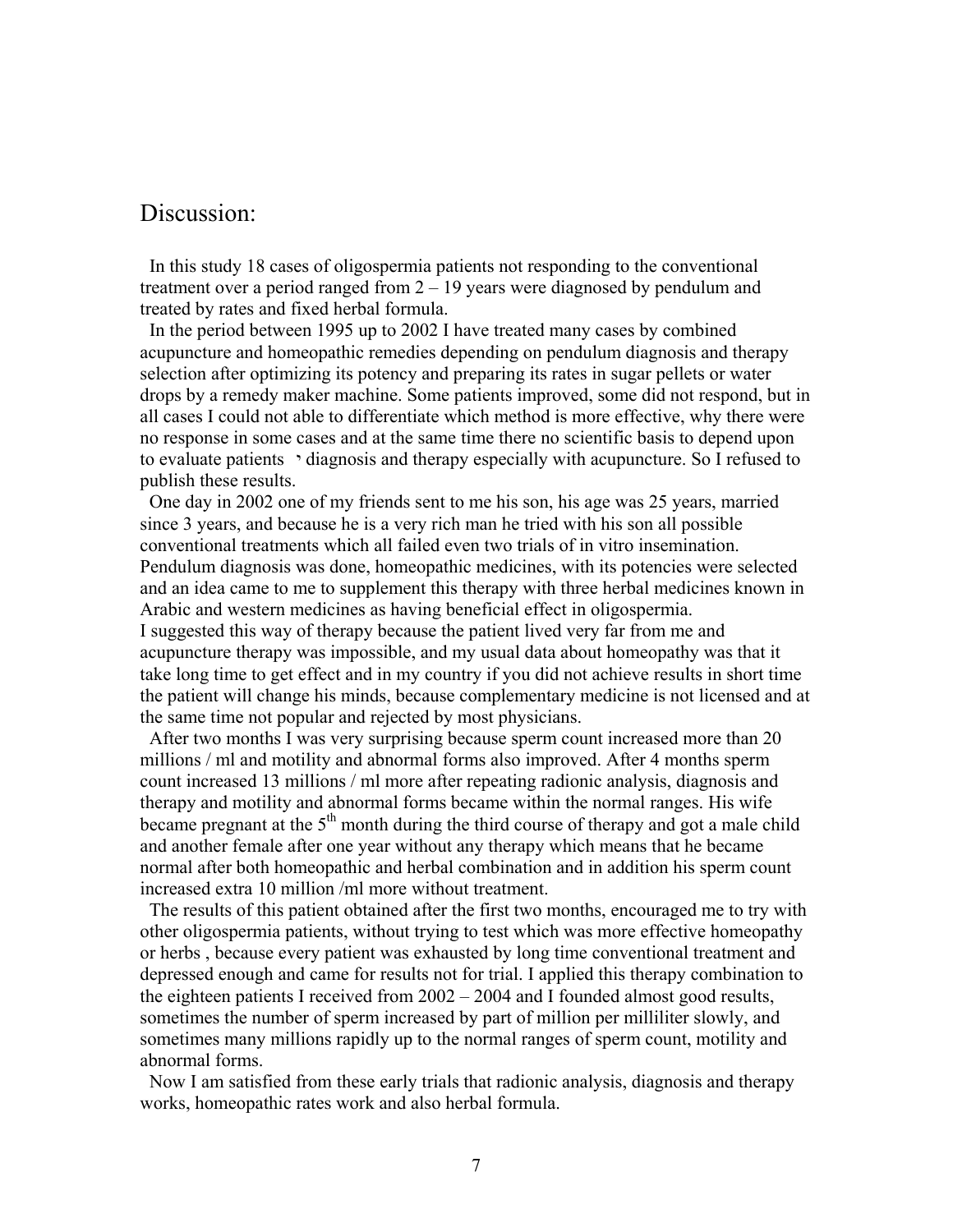# Discussion:

In this study 18 cases of oligospermia patients not responding to the conventional treatment over a period ranged from 2 – 19 years were diagnosed by pendulum and treated by rates and fixed herbal formula.

In the period between 1995 up to 2002 I have treated many cases by combined acupuncture and homeopathic remedies depending on pendulum diagnosis and therapy selection after optimizing its potency and preparing its rates in sugar pellets or water drops by a remedy maker machine. Some patients improved, some did not respond, but in all cases I could not able to differentiate which method is more effective, why there were no response in some cases and at the same time there no scientific basis to depend upon to evaluate patients ، diagnosis and therapy especially with acupuncture. So I refused to publish these results.

One day in 2002 one of my friends sent to me his son, his age was 25 years, married since 3 years, and because he is a very rich man he tried with his son all possible conventional treatments which all failed even two trials of in vitro insemination. Pendulum diagnosis was done, homeopathic medicines, with its potencies were selected and an idea came to me to supplement this therapy with three herbal medicines known in Arabic and western medicines as having beneficial effect in oligospermia.
I suggested this way of therapy because the patient lived very far from me and acupuncture therapy was impossible, and my usual data about homeopathy was that it take long time to get effect and in my country if you did not achieve results in short time the patient will change his minds, because complementary medicine is not licensed and at the same time not popular and rejected by most physicians.

After two months I was very surprising because sperm count increased more than 20 millions / ml and motility and abnormal forms also improved. After 4 months sperm count increased 13 millions / ml more after repeating radionic analysis, diagnosis and therapy and motility and abnormal forms became within the normal ranges. His wife became pregnant at the 5$^{th}$ month during the third course of therapy and got a male child and another female after one year without any therapy which means that he became normal after both homeopathic and herbal combination and in addition his sperm count increased extra 10 million /ml more without treatment.

The results of this patient obtained after the first two months, encouraged me to try with other oligospermia patients, without trying to test which was more effective homeopathy or herbs , because every patient was exhausted by long time conventional treatment and depressed enough and came for results not for trial. I applied this therapy combination to the eighteen patients I received from 2002 – 2004 and I founded almost good results, sometimes the number of sperm increased by part of million per milliliter slowly, and sometimes many millions rapidly up to the normal ranges of sperm count, motility and abnormal forms.

Now I am satisfied from these early trials that radionic analysis, diagnosis and therapy works, homeopathic rates work and also herbal formula.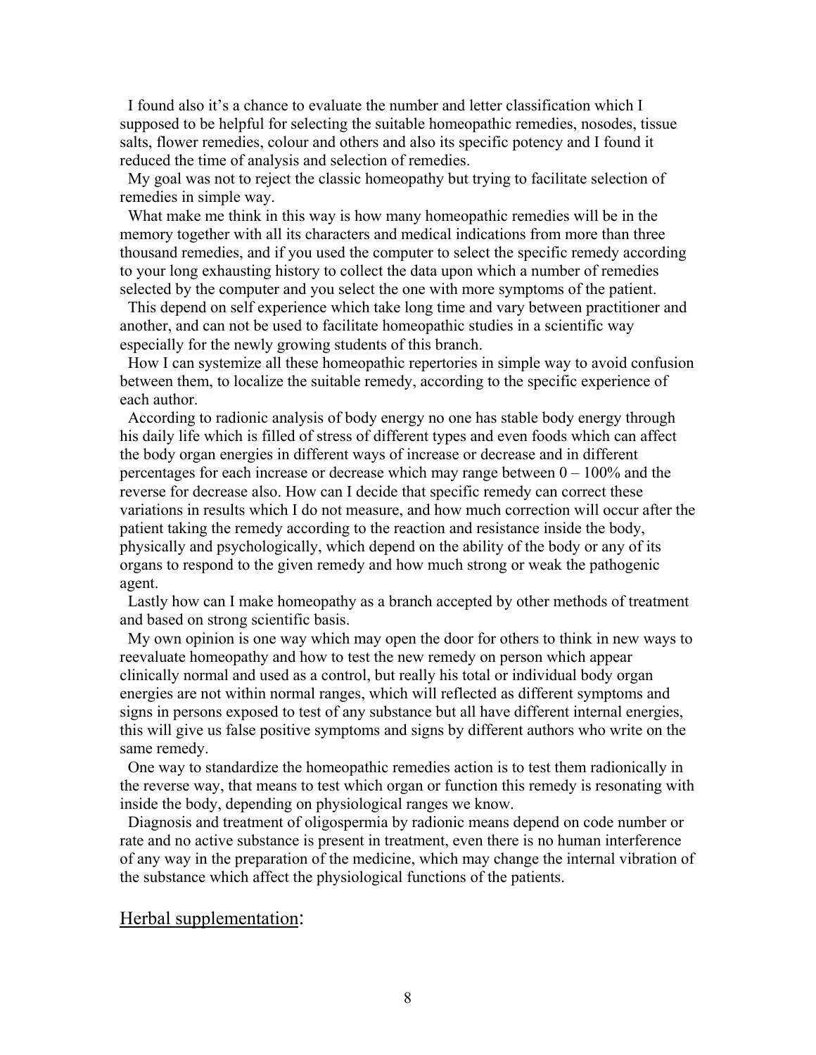I found also it's a chance to evaluate the number and letter classification which I supposed to be helpful for selecting the suitable homeopathic remedies, nosodes, tissue salts, flower remedies, colour and others and also its specific potency and I found it reduced the time of analysis and selection of remedies.

My goal was not to reject the classic homeopathy but trying to facilitate selection of remedies in simple way.

What make me think in this way is how many homeopathic remedies will be in the memory together with all its characters and medical indications from more than three thousand remedies, and if you used the computer to select the specific remedy according to your long exhausting history to collect the data upon which a number of remedies selected by the computer and you select the one with more symptoms of the patient.

This depend on self experience which take long time and vary between practitioner and another, and can not be used to facilitate homeopathic studies in a scientific way especially for the newly growing students of this branch.

How I can systemize all these homeopathic repertories in simple way to avoid confusion between them, to localize the suitable remedy, according to the specific experience of each author.

According to radionic analysis of body energy no one has stable body energy through his daily life which is filled of stress of different types and even foods which can affect the body organ energies in different ways of increase or decrease and in different percentages for each increase or decrease which may range between 0 – 100% and the reverse for decrease also. How can I decide that specific remedy can correct these variations in results which I do not measure, and how much correction will occur after the patient taking the remedy according to the reaction and resistance inside the body, physically and psychologically, which depend on the ability of the body or any of its organs to respond to the given remedy and how much strong or weak the pathogenic agent.

Lastly how can I make homeopathy as a branch accepted by other methods of treatment and based on strong scientific basis.

My own opinion is one way which may open the door for others to think in new ways to reevaluate homeopathy and how to test the new remedy on person which appear clinically normal and used as a control, but really his total or individual body organ energies are not within normal ranges, which will reflected as different symptoms and signs in persons exposed to test of any substance but all have different internal energies, this will give us false positive symptoms and signs by different authors who write on the same remedy.

One way to standardize the homeopathic remedies action is to test them radionically in the reverse way, that means to test which organ or function this remedy is resonating with inside the body, depending on physiological ranges we know.

Diagnosis and treatment of oligospermia by radionic means depend on code number or rate and no active substance is present in treatment, even there is no human interference of any way in the preparation of the medicine, which may change the internal vibration of the substance which affect the physiological functions of the patients.

## Herbal supplementation: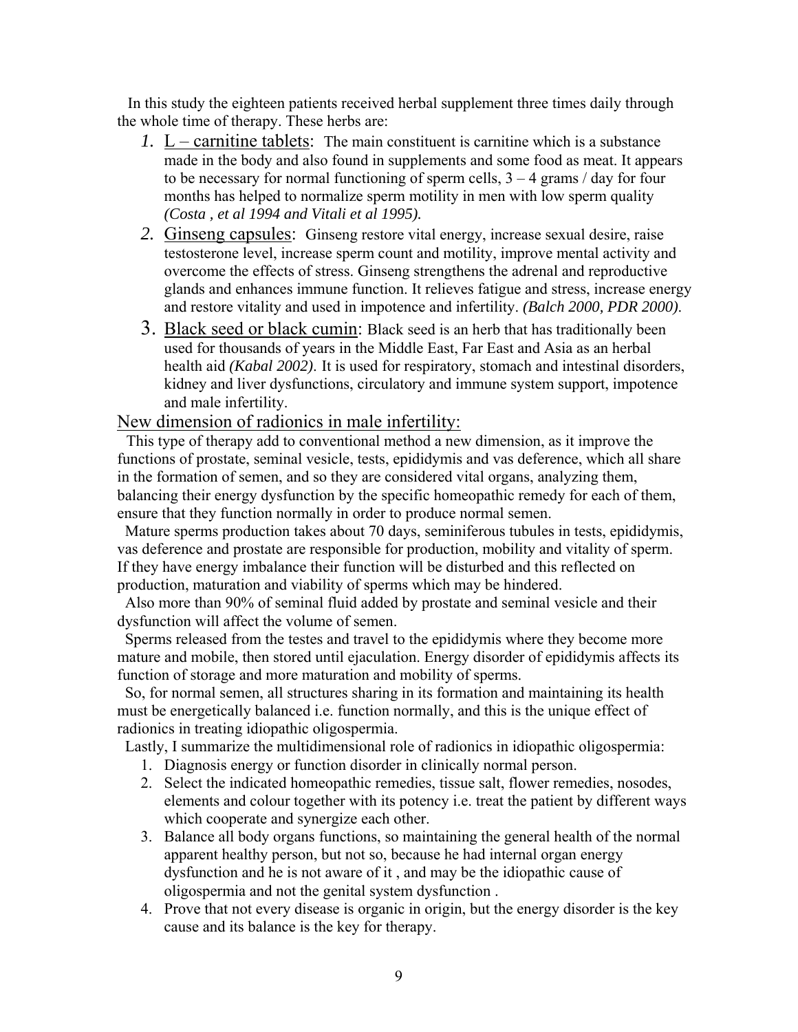In this study the eighteen patients received herbal supplement three times daily through the whole time of therapy. These herbs are:

1. L – carnitine tablets: The main constituent is carnitine which is a substance made in the body and also found in supplements and some food as meat. It appears to be necessary for normal functioning of sperm cells, 3 – 4 grams / day for four months has helped to normalize sperm motility in men with low sperm quality *(Costa , et al 1994 and Vitali et al 1995).*
2. Ginseng capsules: Ginseng restore vital energy, increase sexual desire, raise testosterone level, increase sperm count and motility, improve mental activity and overcome the effects of stress. Ginseng strengthens the adrenal and reproductive glands and enhances immune function. It relieves fatigue and stress, increase energy and restore vitality and used in impotence and infertility. *(Balch 2000, PDR 2000).*
3. Black seed or black cumin: Black seed is an herb that has traditionally been used for thousands of years in the Middle East, Far East and Asia as an herbal health aid *(Kabal 2002)*. It is used for respiratory, stomach and intestinal disorders, kidney and liver dysfunctions, circulatory and immune system support, impotence and male infertility.

## New dimension of radionics in male infertility:

This type of therapy add to conventional method a new dimension, as it improve the functions of prostate, seminal vesicle, tests, epididymis and vas deference, which all share in the formation of semen, and so they are considered vital organs, analyzing them, balancing their energy dysfunction by the specific homeopathic remedy for each of them, ensure that they function normally in order to produce normal semen.

Mature sperms production takes about 70 days, seminiferous tubules in tests, epididymis, vas deference and prostate are responsible for production, mobility and vitality of sperm. If they have energy imbalance their function will be disturbed and this reflected on production, maturation and viability of sperms which may be hindered.

Also more than 90% of seminal fluid added by prostate and seminal vesicle and their dysfunction will affect the volume of semen.

Sperms released from the testes and travel to the epididymis where they become more mature and mobile, then stored until ejaculation. Energy disorder of epididymis affects its function of storage and more maturation and mobility of sperms.

So, for normal semen, all structures sharing in its formation and maintaining its health must be energetically balanced i.e. function normally, and this is the unique effect of radionics in treating idiopathic oligospermia.

Lastly, I summarize the multidimensional role of radionics in idiopathic oligospermia:

1. Diagnosis energy or function disorder in clinically normal person.
2. Select the indicated homeopathic remedies, tissue salt, flower remedies, nosodes, elements and colour together with its potency i.e. treat the patient by different ways which cooperate and synergize each other.
3. Balance all body organs functions, so maintaining the general health of the normal apparent healthy person, but not so, because he had internal organ energy dysfunction and he is not aware of it , and may be the idiopathic cause of oligospermia and not the genital system dysfunction .
4. Prove that not every disease is organic in origin, but the energy disorder is the key cause and its balance is the key for therapy.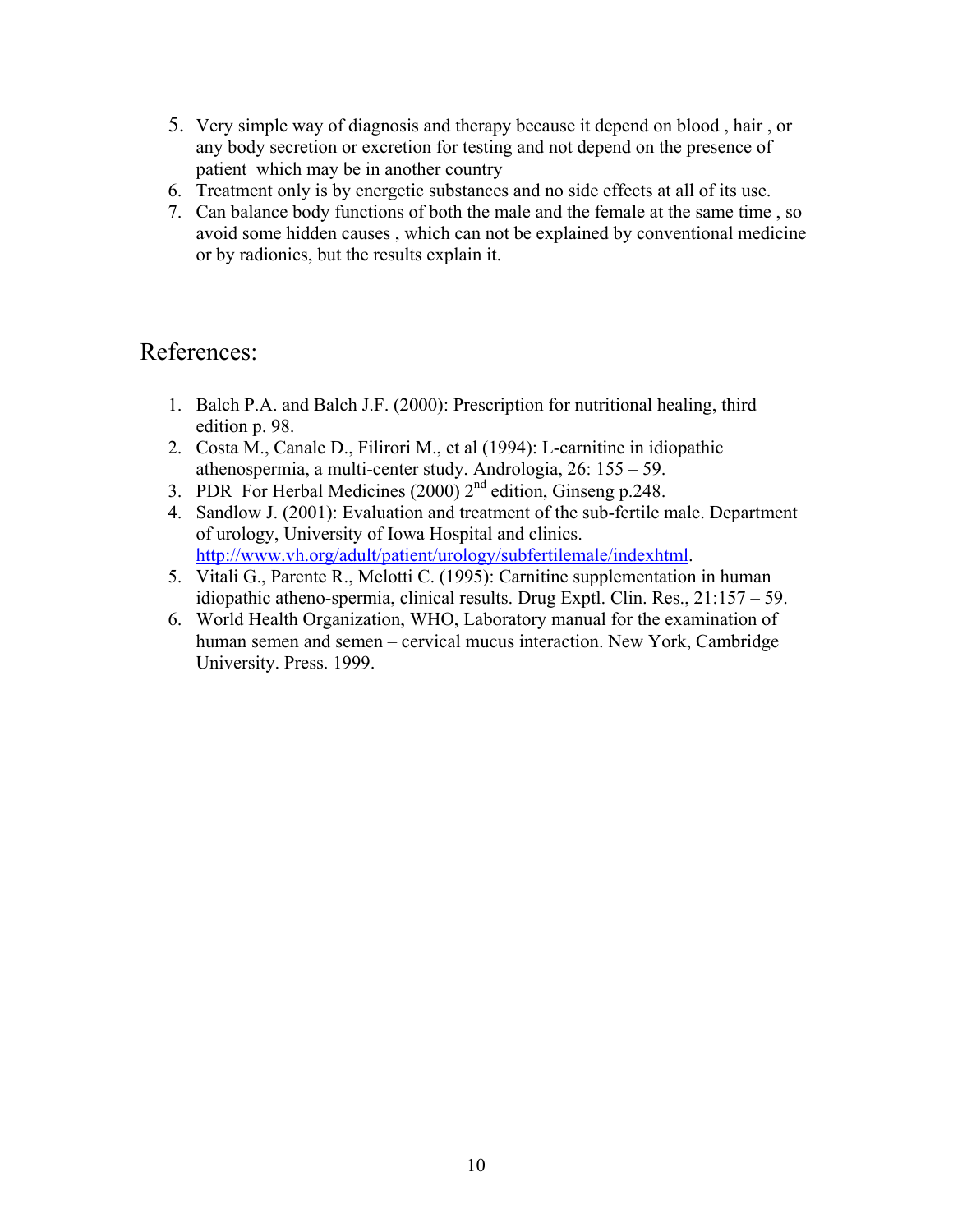5. Very simple way of diagnosis and therapy because it depend on blood , hair , or any body secretion or excretion for testing and not depend on the presence of patient which may be in another country
6. Treatment only is by energetic substances and no side effects at all of its use.
7. Can balance body functions of both the male and the female at the same time , so avoid some hidden causes , which can not be explained by conventional medicine or by radionics, but the results explain it.

# References:

1. Balch P.A. and Balch J.F. (2000): Prescription for nutritional healing, third edition p. 98.
2. Costa M., Canale D., Filirori M., et al (1994): L-carnitine in idiopathic athenospermia, a multi-center study. Andrologia, 26: 155 – 59.
3. PDR For Herbal Medicines (2000) 2nd edition, Ginseng p.248.
4. Sandlow J. (2001): Evaluation and treatment of the sub-fertile male. Department of urology, University of Iowa Hospital and clinics. http://www.vh.org/adult/patient/urology/subfertilemale/indexhtml.
5. Vitali G., Parente R., Melotti C. (1995): Carnitine supplementation in human idiopathic atheno-spermia, clinical results. Drug Exptl. Clin. Res., 21:157 – 59.
6. World Health Organization, WHO, Laboratory manual for the examination of human semen and semen – cervical mucus interaction. New York, Cambridge University. Press. 1999.